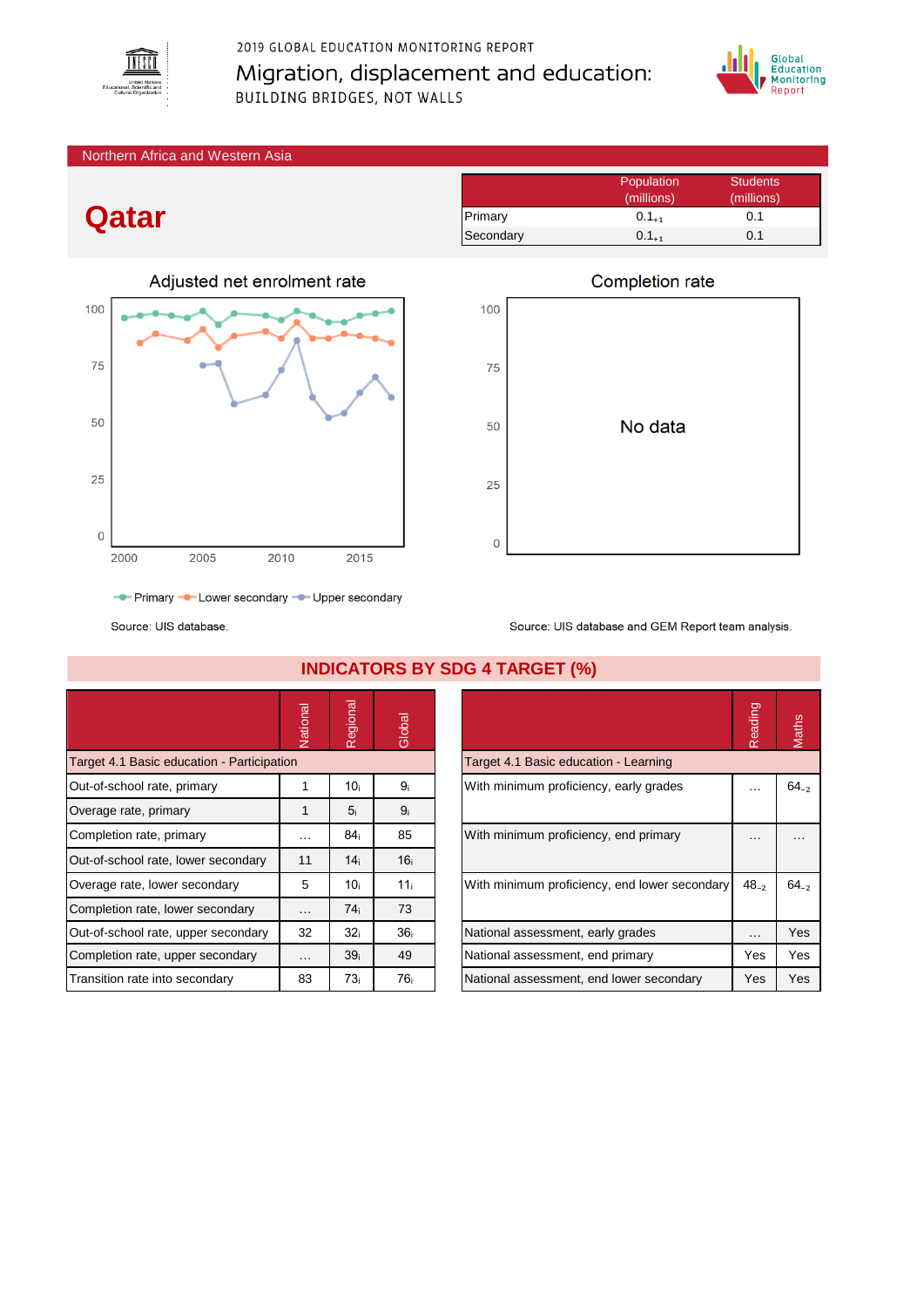2019 GLOBAL EDUCATION MONITORING REPORT

# Migration, displacement and education:

BUILDING BRIDGES, NOT WALLS

Northern Africa and Western Asia

# Qatar

| | Population (millions) | Students (millions) |
|---|---|---|
| Primary | $0.1_{+1}$ | 0.1 |
| Secondary | $0.1_{+1}$ | 0.1 |

### Adjusted net enrolment rate

Primary, Lower secondary, Upper secondary

Source: UIS database.

### Completion rate

No data

Source: UIS database and GEM Report team analysis.

## INDICATORS BY SDG 4 TARGET (%)

| | National | Regional | Global |
|---|---|---|---|
| **Target 4.1 Basic education - Participation** | | | |
| Out-of-school rate, primary | 1 | $10_i$ | $9_i$ |
| Overage rate, primary | 1 | $5_i$ | $9_i$ |
| Completion rate, primary | … | $84_i$ | 85 |
| Out-of-school rate, lower secondary | 11 | $14_i$ | $16_i$ |
| Overage rate, lower secondary | 5 | $10_i$ | $11_i$ |
| Completion rate, lower secondary | … | $74_i$ | 73 |
| Out-of-school rate, upper secondary | 32 | $32_i$ | $36_i$ |
| Completion rate, upper secondary | … | $39_i$ | 49 |
| Transition rate into secondary | 83 | $73_i$ | $76_i$ |

| | Reading | Maths |
|---|---|---|
| **Target 4.1 Basic education - Learning** | | |
| With minimum proficiency, early grades | … | $64_{-2}$ |
| With minimum proficiency, end primary | … | … |
| With minimum proficiency, end lower secondary | $48_{-2}$ | $64_{-2}$ |
| National assessment, early grades | … | Yes |
| National assessment, end primary | Yes | Yes |
| National assessment, end lower secondary | Yes | Yes |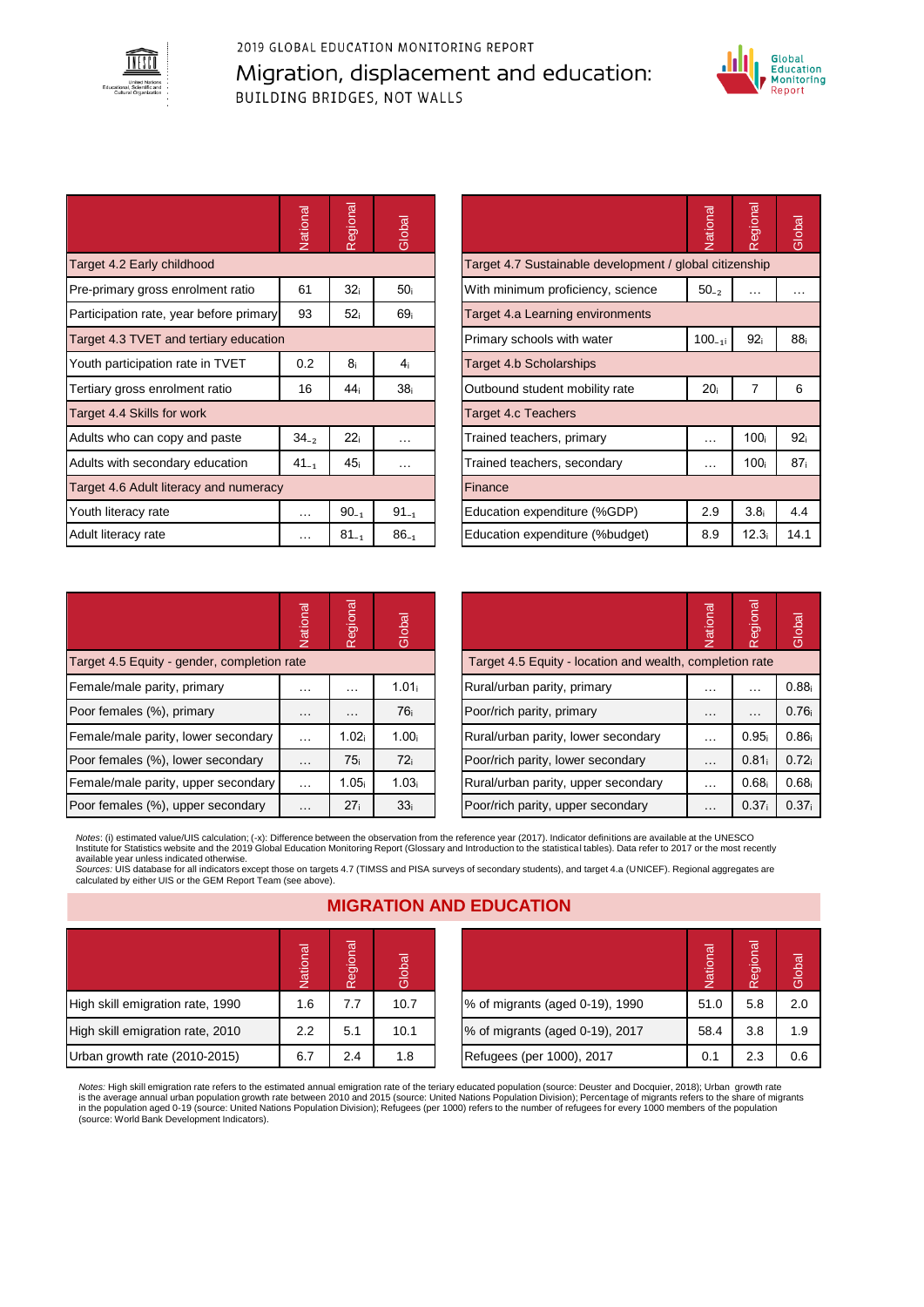| | National | Regional | Global |
|---|---|---|---|
| Target 4.2 Early childhood | | | |
| Pre-primary gross enrolment ratio | 61 | $32_i$ | $50_i$ |
| Participation rate, year before primary | 93 | $52_i$ | $69_i$ |
| Target 4.3 TVET and tertiary education | | | |
| Youth participation rate in TVET | 0.2 | $8_i$ | $4_i$ |
| Tertiary gross enrolment ratio | 16 | $44_i$ | $38_i$ |
| Target 4.4 Skills for work | | | |
| Adults who can copy and paste | $34_{-2}$ | $22_i$ | … |
| Adults with secondary education | $41_{-1}$ | $45_i$ | … |
| Target 4.6 Adult literacy and numeracy | | | |
| Youth literacy rate | … | $90_{-1}$ | $91_{-1}$ |
| Adult literacy rate | … | $81_{-1}$ | $86_{-1}$ |

| | National | Regional | Global |
|---|---|---|---|
| Target 4.7 Sustainable development / global citizenship | | | |
| With minimum proficiency, science | $50_{-2}$ | … | … |
| Target 4.a Learning environments | | | |
| Primary schools with water | $100_{-1i}$ | $92_i$ | $88_i$ |
| Target 4.b Scholarships | | | |
| Outbound student mobility rate | $20_i$ | 7 | 6 |
| Target 4.c Teachers | | | |
| Trained teachers, primary | … | $100_i$ | $92_i$ |
| Trained teachers, secondary | … | $100_i$ | $87_i$ |
| Finance | | | |
| Education expenditure (%GDP) | 2.9 | $3.8_i$ | 4.4 |
| Education expenditure (%budget) | 8.9 | $12.3_i$ | 14.1 |

| | National | Regional | Global |
|---|---|---|---|
| Target 4.5 Equity - gender, completion rate | | | |
| Female/male parity, primary | … | … | $1.01_i$ |
| Poor females (%), primary | … | … | $76_i$ |
| Female/male parity, lower secondary | … | $1.02_i$ | $1.00_i$ |
| Poor females (%), lower secondary | … | $75_i$ | $72_i$ |
| Female/male parity, upper secondary | … | $1.05_i$ | $1.03_i$ |
| Poor females (%), upper secondary | … | $27_i$ | $33_i$ |

| | National | Regional | Global |
|---|---|---|---|
| Target 4.5 Equity - location and wealth, completion rate | | | |
| Rural/urban parity, primary | … | … | $0.88_i$ |
| Poor/rich parity, primary | … | … | $0.76_i$ |
| Rural/urban parity, lower secondary | … | $0.95_i$ | $0.86_i$ |
| Poor/rich parity, lower secondary | … | $0.81_i$ | $0.72_i$ |
| Rural/urban parity, upper secondary | … | $0.68_i$ | $0.68_i$ |
| Poor/rich parity, upper secondary | … | $0.37_i$ | $0.37_i$ |

*Notes*: (i) estimated value/UIS calculation; (-x): Difference between the observation from the reference year (2017). Indicator definitions are available at the UNESCO Institute for Statistics website and the 2019 Global Education Monitoring Report (Glossary and Introduction to the statistical tables). Data refer to 2017 or the most recently available year unless indicated otherwise.
*Sources*: UIS database for all indicators except those on targets 4.7 (TIMSS and PISA surveys of secondary students), and target 4.a (UNICEF). Regional aggregates are calculated by either UIS or the GEM Report Team (see above).

## MIGRATION AND EDUCATION

| | National | Regional | Global |
|---|---|---|---|
| High skill emigration rate, 1990 | 1.6 | 7.7 | 10.7 |
| High skill emigration rate, 2010 | 2.2 | 5.1 | 10.1 |
| Urban growth rate (2010-2015) | 6.7 | 2.4 | 1.8 |

| | National | Regional | Global |
|---|---|---|---|
| % of migrants (aged 0-19), 1990 | 51.0 | 5.8 | 2.0 |
| % of migrants (aged 0-19), 2017 | 58.4 | 3.8 | 1.9 |
| Refugees (per 1000), 2017 | 0.1 | 2.3 | 0.6 |

*Notes:* High skill emigration rate refers to the estimated annual emigration rate of the teriary educated population (source: Deuster and Docquier, 2018); Urban growth rate is the average annual urban population growth rate between 2010 and 2015 (source: United Nations Population Division); Percentage of migrants refers to the share of migrants in the population aged 0-19 (source: United Nations Population Division); Refugees (per 1000) refers to the number of refugees for every 1000 members of the population (source: World Bank Development Indicators).